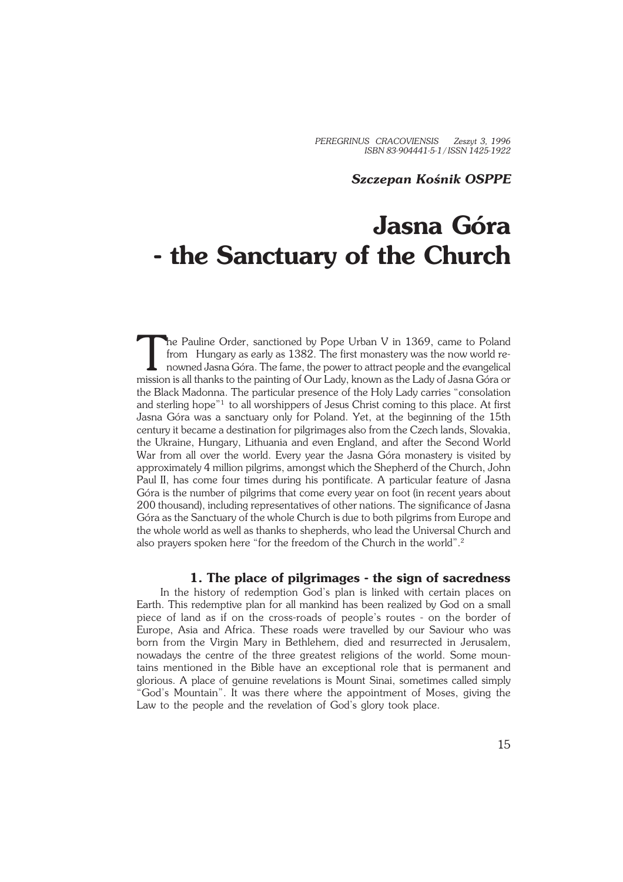*PEREGRINUS CRACOVIENSIS Zeszyt 3, 1996*
*ISBN 83-904441-5-1 / ISSN 1425-1922*

***Szczepan Kośnik OSPPE***

# Jasna Góra - the Sanctuary of the Church

The Pauline Order, sanctioned by Pope Urban V in 1369, came to Poland from Hungary as early as 1382. The first monastery was the now world renowned Jasna Góra. The fame, the power to attract people and the evangelical mission is all thanks to the painting of Our Lady, known as the Lady of Jasna Góra or the Black Madonna. The particular presence of the Holy Lady carries "consolation and sterling hope"[1] to all worshippers of Jesus Christ coming to this place. At first Jasna Góra was a sanctuary only for Poland. Yet, at the beginning of the 15th century it became a destination for pilgrimages also from the Czech lands, Slovakia, the Ukraine, Hungary, Lithuania and even England, and after the Second World War from all over the world. Every year the Jasna Góra monastery is visited by approximately 4 million pilgrims, amongst which the Shepherd of the Church, John Paul II, has come four times during his pontificate. A particular feature of Jasna Góra is the number of pilgrims that come every year on foot (in recent years about 200 thousand), including representatives of other nations. The significance of Jasna Góra as the Sanctuary of the whole Church is due to both pilgrims from Europe and the whole world as well as thanks to shepherds, who lead the Universal Church and also prayers spoken here "for the freedom of the Church in the world".[2]

## 1. The place of pilgrimages - the sign of sacredness

In the history of redemption God's plan is linked with certain places on Earth. This redemptive plan for all mankind has been realized by God on a small piece of land as if on the cross-roads of people's routes - on the border of Europe, Asia and Africa. These roads were travelled by our Saviour who was born from the Virgin Mary in Bethlehem, died and resurrected in Jerusalem, nowadays the centre of the three greatest religions of the world. Some mountains mentioned in the Bible have an exceptional role that is permanent and glorious. A place of genuine revelations is Mount Sinai, sometimes called simply "God's Mountain". It was there where the appointment of Moses, giving the Law to the people and the revelation of God's glory took place.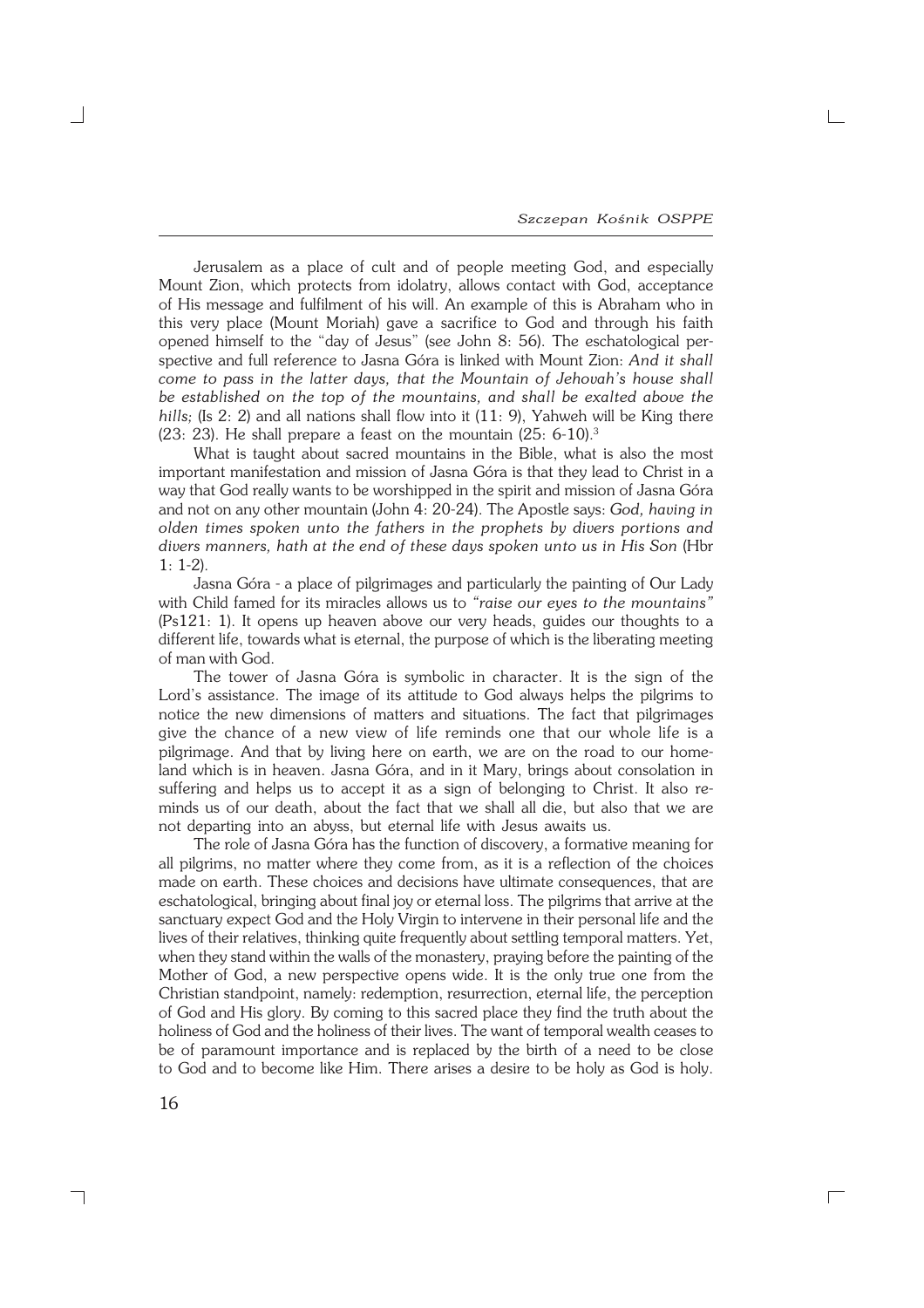Jerusalem as a place of cult and of people meeting God, and especially Mount Zion, which protects from idolatry, allows contact with God, acceptance of His message and fulfilment of his will. An example of this is Abraham who in this very place (Mount Moriah) gave a sacrifice to God and through his faith opened himself to the "day of Jesus" (see John 8: 56). The eschatological perspective and full reference to Jasna Góra is linked with Mount Zion: *And it shall come to pass in the latter days, that the Mountain of Jehovah's house shall be established on the top of the mountains, and shall be exalted above the hills;* (Is 2: 2) and all nations shall flow into it (11: 9), Yahweh will be King there (23: 23). He shall prepare a feast on the mountain (25: 6-10).[3]

What is taught about sacred mountains in the Bible, what is also the most important manifestation and mission of Jasna Góra is that they lead to Christ in a way that God really wants to be worshipped in the spirit and mission of Jasna Góra and not on any other mountain (John 4: 20-24). The Apostle says: *God, having in olden times spoken unto the fathers in the prophets by divers portions and divers manners, hath at the end of these days spoken unto us in His Son* (Hbr 1: 1-2).

Jasna Góra - a place of pilgrimages and particularly the painting of Our Lady with Child famed for its miracles allows us to *"raise our eyes to the mountains"* (Ps121: 1). It opens up heaven above our very heads, guides our thoughts to a different life, towards what is eternal, the purpose of which is the liberating meeting of man with God.

The tower of Jasna Góra is symbolic in character. It is the sign of the Lord's assistance. The image of its attitude to God always helps the pilgrims to notice the new dimensions of matters and situations. The fact that pilgrimages give the chance of a new view of life reminds one that our whole life is a pilgrimage. And that by living here on earth, we are on the road to our homeland which is in heaven. Jasna Góra, and in it Mary, brings about consolation in suffering and helps us to accept it as a sign of belonging to Christ. It also reminds us of our death, about the fact that we shall all die, but also that we are not departing into an abyss, but eternal life with Jesus awaits us.

The role of Jasna Góra has the function of discovery, a formative meaning for all pilgrims, no matter where they come from, as it is a reflection of the choices made on earth. These choices and decisions have ultimate consequences, that are eschatological, bringing about final joy or eternal loss. The pilgrims that arrive at the sanctuary expect God and the Holy Virgin to intervene in their personal life and the lives of their relatives, thinking quite frequently about settling temporal matters. Yet, when they stand within the walls of the monastery, praying before the painting of the Mother of God, a new perspective opens wide. It is the only true one from the Christian standpoint, namely: redemption, resurrection, eternal life, the perception of God and His glory. By coming to this sacred place they find the truth about the holiness of God and the holiness of their lives. The want of temporal wealth ceases to be of paramount importance and is replaced by the birth of a need to be close to God and to become like Him. There arises a desire to be holy as God is holy.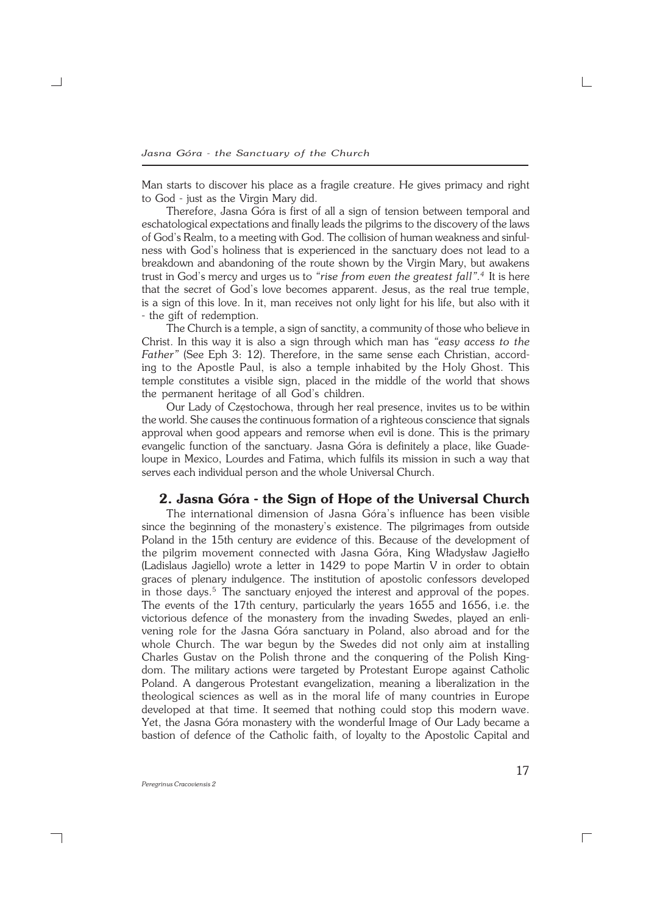Man starts to discover his place as a fragile creature. He gives primacy and right to God - just as the Virgin Mary did.

Therefore, Jasna Góra is first of all a sign of tension between temporal and eschatological expectations and finally leads the pilgrims to the discovery of the laws of God's Realm, to a meeting with God. The collision of human weakness and sinfulness with God's holiness that is experienced in the sanctuary does not lead to a breakdown and abandoning of the route shown by the Virgin Mary, but awakens trust in God's mercy and urges us to *"rise from even the greatest fall"*.[4] It is here that the secret of God's love becomes apparent. Jesus, as the real true temple, is a sign of this love. In it, man receives not only light for his life, but also with it - the gift of redemption.

The Church is a temple, a sign of sanctity, a community of those who believe in Christ. In this way it is also a sign through which man has *"easy access to the Father"* (See Eph 3: 12). Therefore, in the same sense each Christian, according to the Apostle Paul, is also a temple inhabited by the Holy Ghost. This temple constitutes a visible sign, placed in the middle of the world that shows the permanent heritage of all God's children.

Our Lady of Częstochowa, through her real presence, invites us to be within the world. She causes the continuous formation of a righteous conscience that signals approval when good appears and remorse when evil is done. This is the primary evangelic function of the sanctuary. Jasna Góra is definitely a place, like Guadeloupe in Mexico, Lourdes and Fatima, which fulfils its mission in such a way that serves each individual person and the whole Universal Church.

## 2. Jasna Góra - the Sign of Hope of the Universal Church

The international dimension of Jasna Góra's influence has been visible since the beginning of the monastery's existence. The pilgrimages from outside Poland in the 15th century are evidence of this. Because of the development of the pilgrim movement connected with Jasna Góra, King Władysław Jagiełło (Ladislaus Jagiello) wrote a letter in 1429 to pope Martin V in order to obtain graces of plenary indulgence. The institution of apostolic confessors developed in those days.[5] The sanctuary enjoyed the interest and approval of the popes. The events of the 17th century, particularly the years 1655 and 1656, i.e. the victorious defence of the monastery from the invading Swedes, played an enlivening role for the Jasna Góra sanctuary in Poland, also abroad and for the whole Church. The war begun by the Swedes did not only aim at installing Charles Gustav on the Polish throne and the conquering of the Polish Kingdom. The military actions were targeted by Protestant Europe against Catholic Poland. A dangerous Protestant evangelization, meaning a liberalization in the theological sciences as well as in the moral life of many countries in Europe developed at that time. It seemed that nothing could stop this modern wave. Yet, the Jasna Góra monastery with the wonderful Image of Our Lady became a bastion of defence of the Catholic faith, of loyalty to the Apostolic Capital and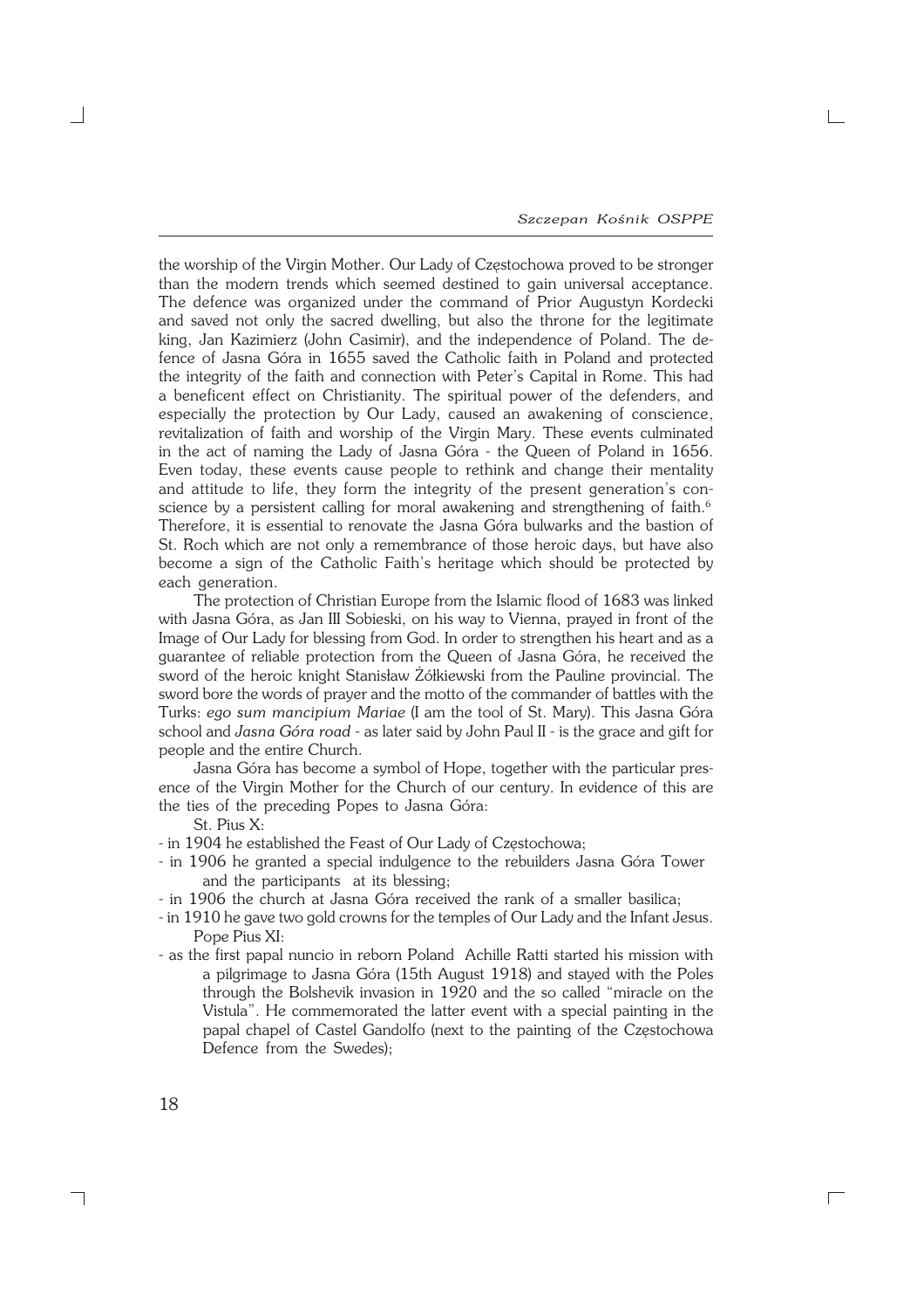the worship of the Virgin Mother. Our Lady of Częstochowa proved to be stronger than the modern trends which seemed destined to gain universal acceptance. The defence was organized under the command of Prior Augustyn Kordecki and saved not only the sacred dwelling, but also the throne for the legitimate king, Jan Kazimierz (John Casimir), and the independence of Poland. The defence of Jasna Góra in 1655 saved the Catholic faith in Poland and protected the integrity of the faith and connection with Peter's Capital in Rome. This had a beneficent effect on Christianity. The spiritual power of the defenders, and especially the protection by Our Lady, caused an awakening of conscience, revitalization of faith and worship of the Virgin Mary. These events culminated in the act of naming the Lady of Jasna Góra - the Queen of Poland in 1656. Even today, these events cause people to rethink and change their mentality and attitude to life, they form the integrity of the present generation's conscience by a persistent calling for moral awakening and strengthening of faith.[6] Therefore, it is essential to renovate the Jasna Góra bulwarks and the bastion of St. Roch which are not only a remembrance of those heroic days, but have also become a sign of the Catholic Faith's heritage which should be protected by each generation.

The protection of Christian Europe from the Islamic flood of 1683 was linked with Jasna Góra, as Jan III Sobieski, on his way to Vienna, prayed in front of the Image of Our Lady for blessing from God. In order to strengthen his heart and as a guarantee of reliable protection from the Queen of Jasna Góra, he received the sword of the heroic knight Stanisław Żółkiewski from the Pauline provincial. The sword bore the words of prayer and the motto of the commander of battles with the Turks: *ego sum mancipium Mariae* (I am the tool of St. Mary). This Jasna Góra school and *Jasna Góra road* - as later said by John Paul II - is the grace and gift for people and the entire Church.

Jasna Góra has become a symbol of Hope, together with the particular presence of the Virgin Mother for the Church of our century. In evidence of this are the ties of the preceding Popes to Jasna Góra:

St. Pius X:

- in 1904 he established the Feast of Our Lady of Częstochowa;
- in 1906 he granted a special indulgence to the rebuilders Jasna Góra Tower and the participants at its blessing;
- in 1906 the church at Jasna Góra received the rank of a smaller basilica;
- in 1910 he gave two gold crowns for the temples of Our Lady and the Infant Jesus.

Pope Pius XI:

- as the first papal nuncio in reborn Poland Achille Ratti started his mission with a pilgrimage to Jasna Góra (15th August 1918) and stayed with the Poles through the Bolshevik invasion in 1920 and the so called "miracle on the Vistula". He commemorated the latter event with a special painting in the papal chapel of Castel Gandolfo (next to the painting of the Częstochowa Defence from the Swedes);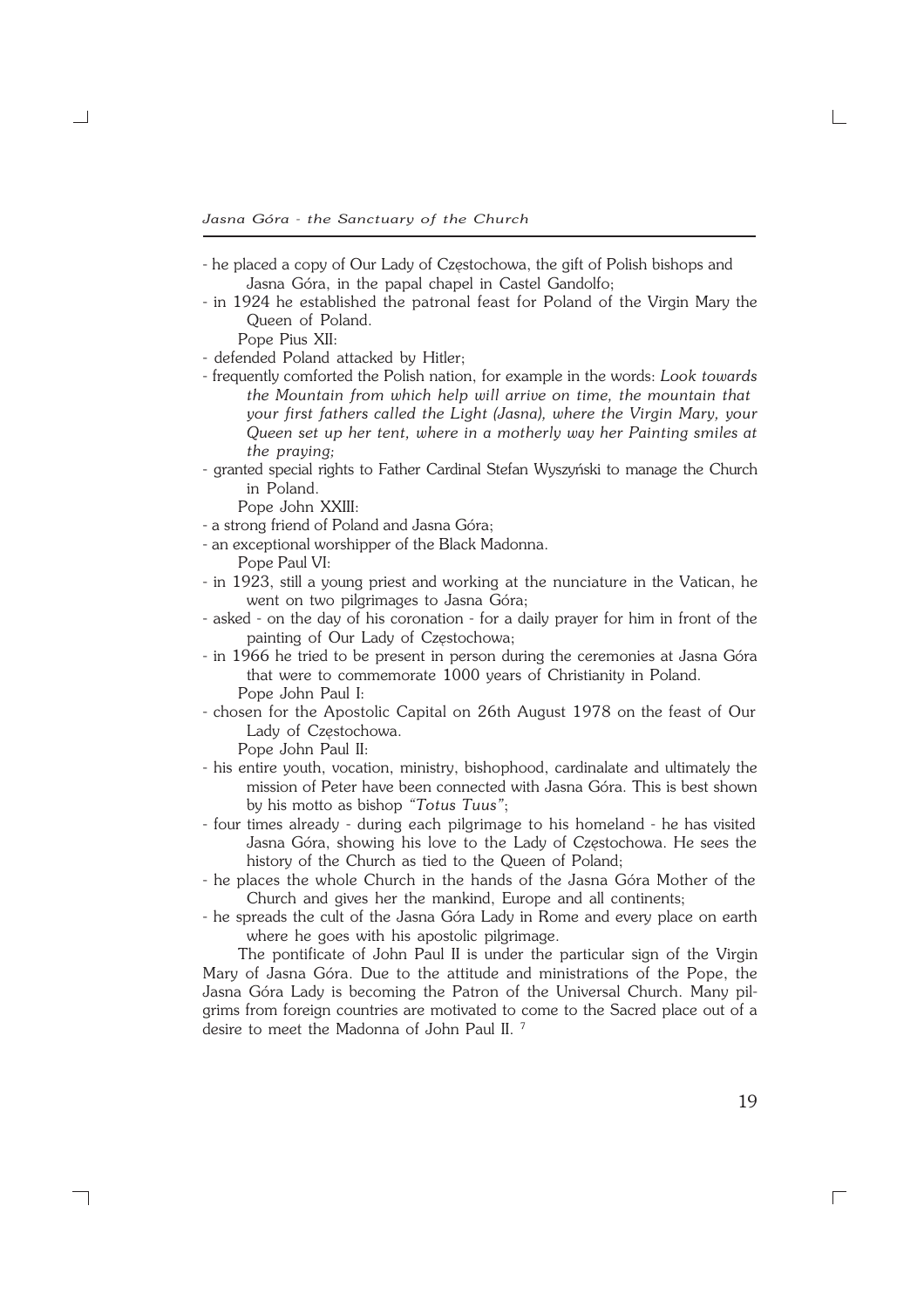- he placed a copy of Our Lady of Częstochowa, the gift of Polish bishops and Jasna Góra, in the papal chapel in Castel Gandolfo;
- in 1924 he established the patronal feast for Poland of the Virgin Mary the Queen of Poland.

Pope Pius XII:

- defended Poland attacked by Hitler;
- frequently comforted the Polish nation, for example in the words: *Look towards the Mountain from which help will arrive on time, the mountain that your first fathers called the Light (Jasna), where the Virgin Mary, your Queen set up her tent, where in a motherly way her Painting smiles at the praying;*
- granted special rights to Father Cardinal Stefan Wyszyński to manage the Church in Poland.

Pope John XXIII:

- a strong friend of Poland and Jasna Góra;
- an exceptional worshipper of the Black Madonna.

Pope Paul VI:

- in 1923, still a young priest and working at the nunciature in the Vatican, he went on two pilgrimages to Jasna Góra;
- asked - on the day of his coronation - for a daily prayer for him in front of the painting of Our Lady of Częstochowa;
- in 1966 he tried to be present in person during the ceremonies at Jasna Góra that were to commemorate 1000 years of Christianity in Poland.

Pope John Paul I:

- chosen for the Apostolic Capital on 26th August 1978 on the feast of Our Lady of Częstochowa.

Pope John Paul II:

- his entire youth, vocation, ministry, bishophood, cardinalate and ultimately the mission of Peter have been connected with Jasna Góra. This is best shown by his motto as bishop *"Totus Tuus"*;
- four times already - during each pilgrimage to his homeland - he has visited Jasna Góra, showing his love to the Lady of Częstochowa. He sees the history of the Church as tied to the Queen of Poland;
- he places the whole Church in the hands of the Jasna Góra Mother of the Church and gives her the mankind, Europe and all continents;
- he spreads the cult of the Jasna Góra Lady in Rome and every place on earth where he goes with his apostolic pilgrimage.

The pontificate of John Paul II is under the particular sign of the Virgin Mary of Jasna Góra. Due to the attitude and ministrations of the Pope, the Jasna Góra Lady is becoming the Patron of the Universal Church. Many pilgrims from foreign countries are motivated to come to the Sacred place out of a desire to meet the Madonna of John Paul II. [7]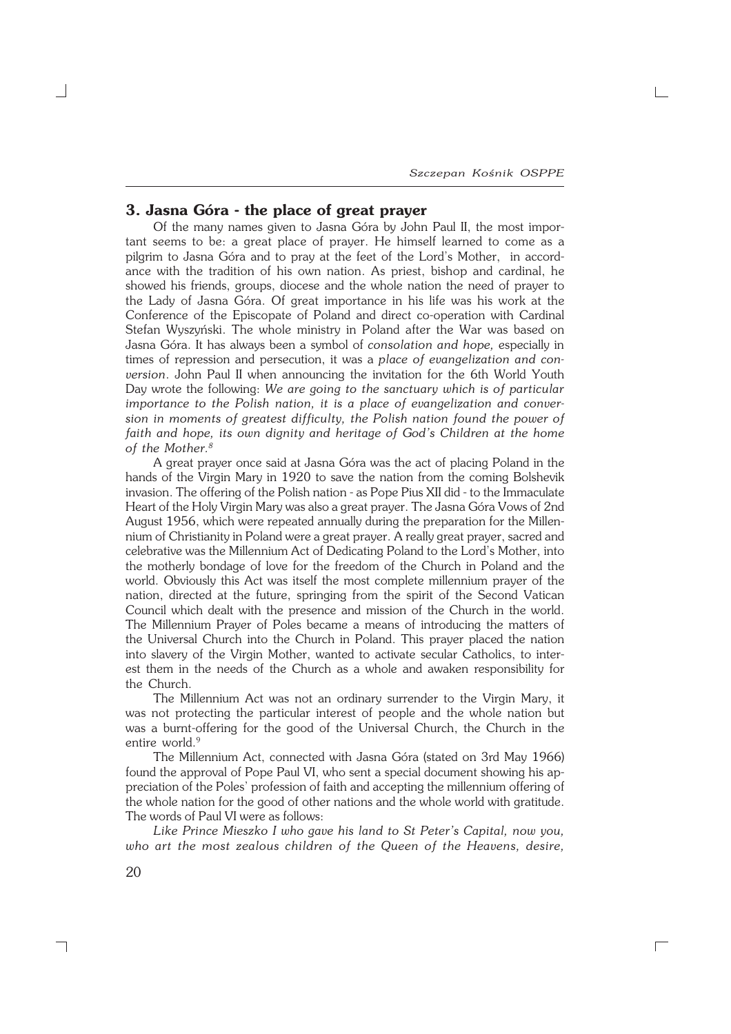## 3. Jasna Góra - the place of great prayer

Of the many names given to Jasna Góra by John Paul II, the most important seems to be: a great place of prayer. He himself learned to come as a pilgrim to Jasna Góra and to pray at the feet of the Lord's Mother, in accordance with the tradition of his own nation. As priest, bishop and cardinal, he showed his friends, groups, diocese and the whole nation the need of prayer to the Lady of Jasna Góra. Of great importance in his life was his work at the Conference of the Episcopate of Poland and direct co-operation with Cardinal Stefan Wyszyński. The whole ministry in Poland after the War was based on Jasna Góra. It has always been a symbol of *consolation and hope,* especially in times of repression and persecution, it was a *place of evangelization and conversion*. John Paul II when announcing the invitation for the 6th World Youth Day wrote the following: *We are going to the sanctuary which is of particular importance to the Polish nation, it is a place of evangelization and conversion in moments of greatest difficulty, the Polish nation found the power of faith and hope, its own dignity and heritage of God's Children at the home of the Mother.*[8]

A great prayer once said at Jasna Góra was the act of placing Poland in the hands of the Virgin Mary in 1920 to save the nation from the coming Bolshevik invasion. The offering of the Polish nation - as Pope Pius XII did - to the Immaculate Heart of the Holy Virgin Mary was also a great prayer. The Jasna Góra Vows of 2nd August 1956, which were repeated annually during the preparation for the Millennium of Christianity in Poland were a great prayer. A really great prayer, sacred and celebrative was the Millennium Act of Dedicating Poland to the Lord's Mother, into the motherly bondage of love for the freedom of the Church in Poland and the world. Obviously this Act was itself the most complete millennium prayer of the nation, directed at the future, springing from the spirit of the Second Vatican Council which dealt with the presence and mission of the Church in the world. The Millennium Prayer of Poles became a means of introducing the matters of the Universal Church into the Church in Poland. This prayer placed the nation into slavery of the Virgin Mother, wanted to activate secular Catholics, to interest them in the needs of the Church as a whole and awaken responsibility for the Church.

The Millennium Act was not an ordinary surrender to the Virgin Mary, it was not protecting the particular interest of people and the whole nation but was a burnt-offering for the good of the Universal Church, the Church in the entire world.[9]

The Millennium Act, connected with Jasna Góra (stated on 3rd May 1966) found the approval of Pope Paul VI, who sent a special document showing his appreciation of the Poles' profession of faith and accepting the millennium offering of the whole nation for the good of other nations and the whole world with gratitude. The words of Paul VI were as follows:

*Like Prince Mieszko I who gave his land to St Peter's Capital, now you, who art the most zealous children of the Queen of the Heavens, desire,*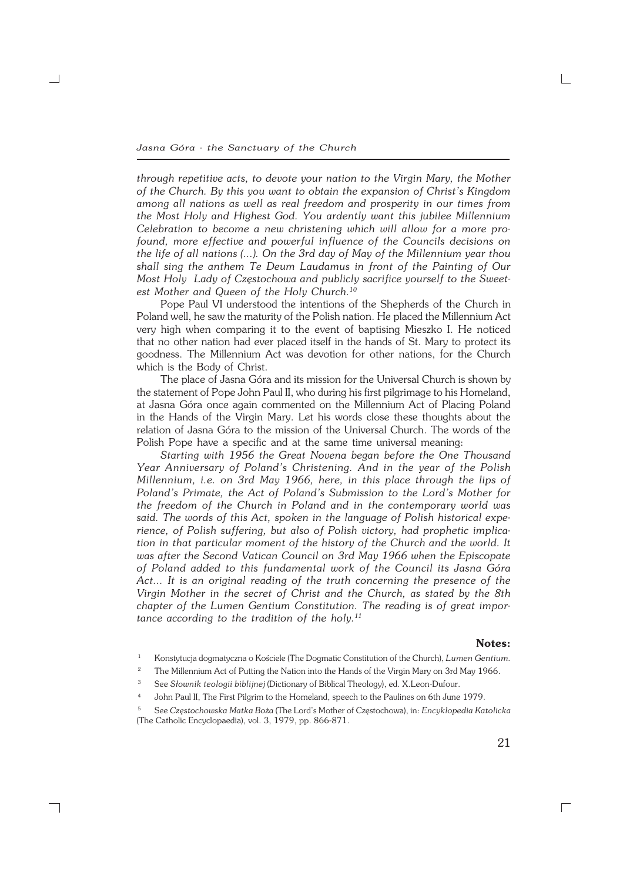*through repetitive acts, to devote your nation to the Virgin Mary, the Mother of the Church. By this you want to obtain the expansion of Christ's Kingdom among all nations as well as real freedom and prosperity in our times from the Most Holy and Highest God. You ardently want this jubilee Millennium Celebration to become a new christening which will allow for a more profound, more effective and powerful influence of the Councils decisions on the life of all nations (...). On the 3rd day of May of the Millennium year thou shall sing the anthem Te Deum Laudamus in front of the Painting of Our Most Holy Lady of Częstochowa and publicly sacrifice yourself to the Sweetest Mother and Queen of the Holy Church.*[10]

Pope Paul VI understood the intentions of the Shepherds of the Church in Poland well, he saw the maturity of the Polish nation. He placed the Millennium Act very high when comparing it to the event of baptising Mieszko I. He noticed that no other nation had ever placed itself in the hands of St. Mary to protect its goodness. The Millennium Act was devotion for other nations, for the Church which is the Body of Christ.

The place of Jasna Góra and its mission for the Universal Church is shown by the statement of Pope John Paul II, who during his first pilgrimage to his Homeland, at Jasna Góra once again commented on the Millennium Act of Placing Poland in the Hands of the Virgin Mary. Let his words close these thoughts about the relation of Jasna Góra to the mission of the Universal Church. The words of the Polish Pope have a specific and at the same time universal meaning:

*Starting with 1956 the Great Novena began before the One Thousand Year Anniversary of Poland's Christening. And in the year of the Polish Millennium, i.e. on 3rd May 1966, here, in this place through the lips of Poland's Primate, the Act of Poland's Submission to the Lord's Mother for the freedom of the Church in Poland and in the contemporary world was said. The words of this Act, spoken in the language of Polish historical experience, of Polish suffering, but also of Polish victory, had prophetic implication in that particular moment of the history of the Church and the world. It was after the Second Vatican Council on 3rd May 1966 when the Episcopate of Poland added to this fundamental work of the Council its Jasna Góra Act... It is an original reading of the truth concerning the presence of the Virgin Mother in the secret of Christ and the Church, as stated by the 8th chapter of the Lumen Gentium Constitution. The reading is of great importance according to the tradition of the holy.*[11]

**Notes:**

1. Konstytucja dogmatyczna o Kościele (The Dogmatic Constitution of the Church), *Lumen Gentium*.
2. The Millennium Act of Putting the Nation into the Hands of the Virgin Mary on 3rd May 1966.
3. See *Słownik teologii biblijnej* (Dictionary of Biblical Theology), ed. X.Leon-Dufour.
4. John Paul II, The First Pilgrim to the Homeland, speech to the Paulines on 6th June 1979.
5. See *Częstochowska Matka Boża* (The Lord's Mother of Częstochowa), in: *Encyklopedia Katolicka* (The Catholic Encyclopaedia), vol. 3, 1979, pp. 866-871.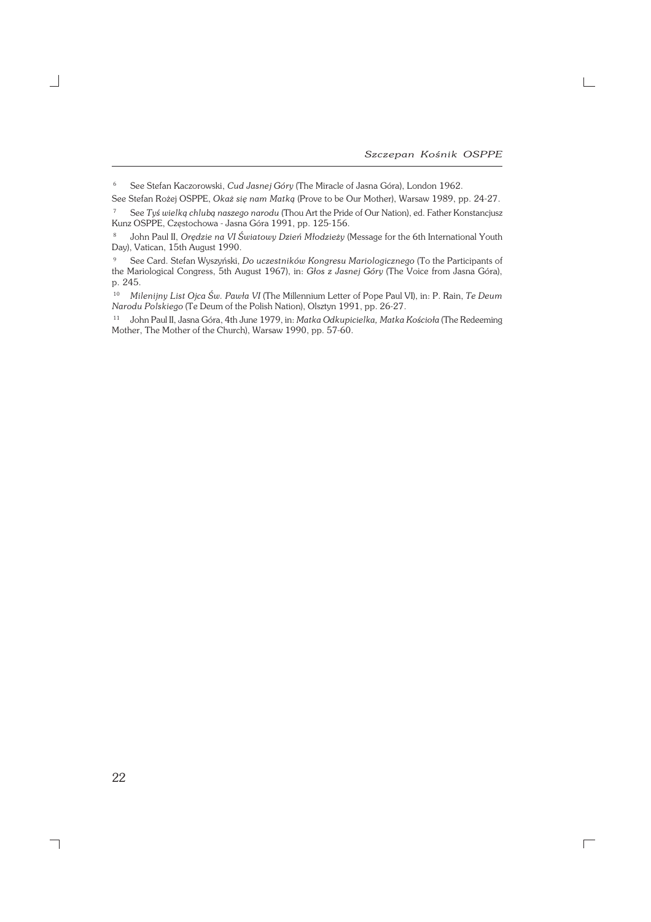[6] See Stefan Kaczorowski, *Cud Jasnej Góry* (The Miracle of Jasna Góra), London 1962.

See Stefan Rożej OSPPE, *Okaż się nam Matką* (Prove to be Our Mother), Warsaw 1989, pp. 24-27.

[7] See *Tyś wielką chlubą naszego narodu* (Thou Art the Pride of Our Nation), ed. Father Konstancjusz Kunz OSPPE, Częstochowa - Jasna Góra 1991, pp. 125-156.

[8] John Paul II, *Orędzie na VI Światowy Dzień Młodzieży* (Message for the 6th International Youth Day), Vatican, 15th August 1990.

[9] See Card. Stefan Wyszyński, *Do uczestników Kongresu Mariologicznego* (To the Participants of the Mariological Congress, 5th August 1967), in: *Głos z Jasnej Góry* (The Voice from Jasna Góra), p. 245.

[10] *Milenijny List Ojca Św. Pawła VI* (The Millennium Letter of Pope Paul VI), in: P. Rain, *Te Deum Narodu Polskiego* (Te Deum of the Polish Nation), Olsztyn 1991, pp. 26-27.

[11] John Paul II, Jasna Góra, 4th June 1979, in: *Matka Odkupicielka, Matka Kościoła* (The Redeeming Mother, The Mother of the Church), Warsaw 1990, pp. 57-60.